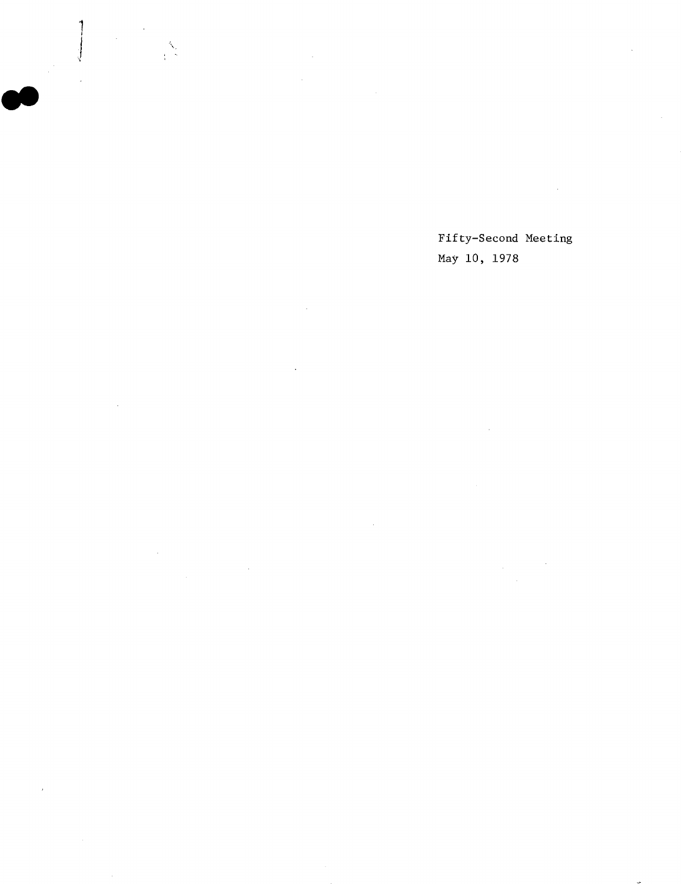Fifty-Second Meeting

May 10, 1978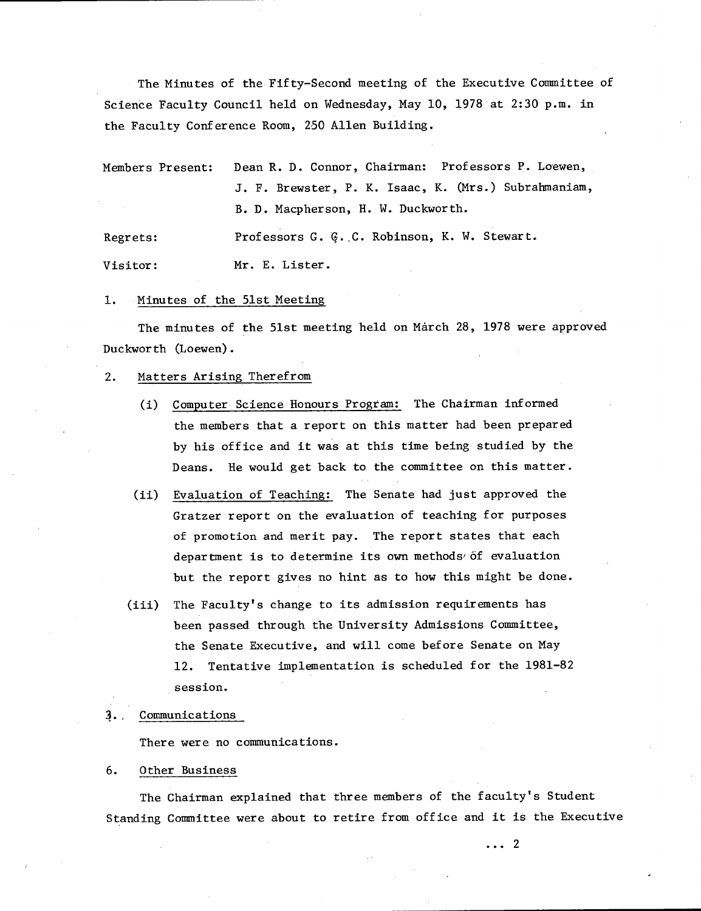The Minutes of the Fifty-Second meeting of the Executive Committee of Science Faculty Council held on Wednesday, May 10, 1978 at 2:30 p.m. in the Faculty Conference Room, 250 Allen Building.

Members Present: Dean R. D. Connor, Chairman: Professors P. Loewen, J. F. Brewster, P. K. Isaac, K. (Mrs.) Subrahmaniam, B. D. Macpherson, H. W. Duckworth.

Regrets: Professors G. G. C. Robinson, K. W. Stewart.

Visitor: Mr. E. Lister.

1. Minutes of the 51st Meeting

The minutes of the 51st meeting held on March 28, 1978 were approved Duckworth (Loewen).

2. Matters Arising Therefrom

(i) Computer Science Honours Program: The Chairman informed the members that a report on this matter had been prepared by his office and it was at this time being studied by the Deans. He would get back to the committee on this matter.

(ii) Evaluation of Teaching: The Senate had just approved the Gratzer report on the evaluation of teaching for purposes of promotion and merit pay. The report states that each department is to determine its own methods of evaluation but the report gives no hint as to how this might be done.

(iii) The Faculty's change to its admission requirements has been passed through the University Admissions Committee, the Senate Executive, and will come before Senate on May 12. Tentative implementation is scheduled for the 1981-82 session.

3. Communications

There were no communications.

6. Other Business

The Chairman explained that three members of the faculty's Student Standing Committee were about to retire from office and it is the Executive

... 2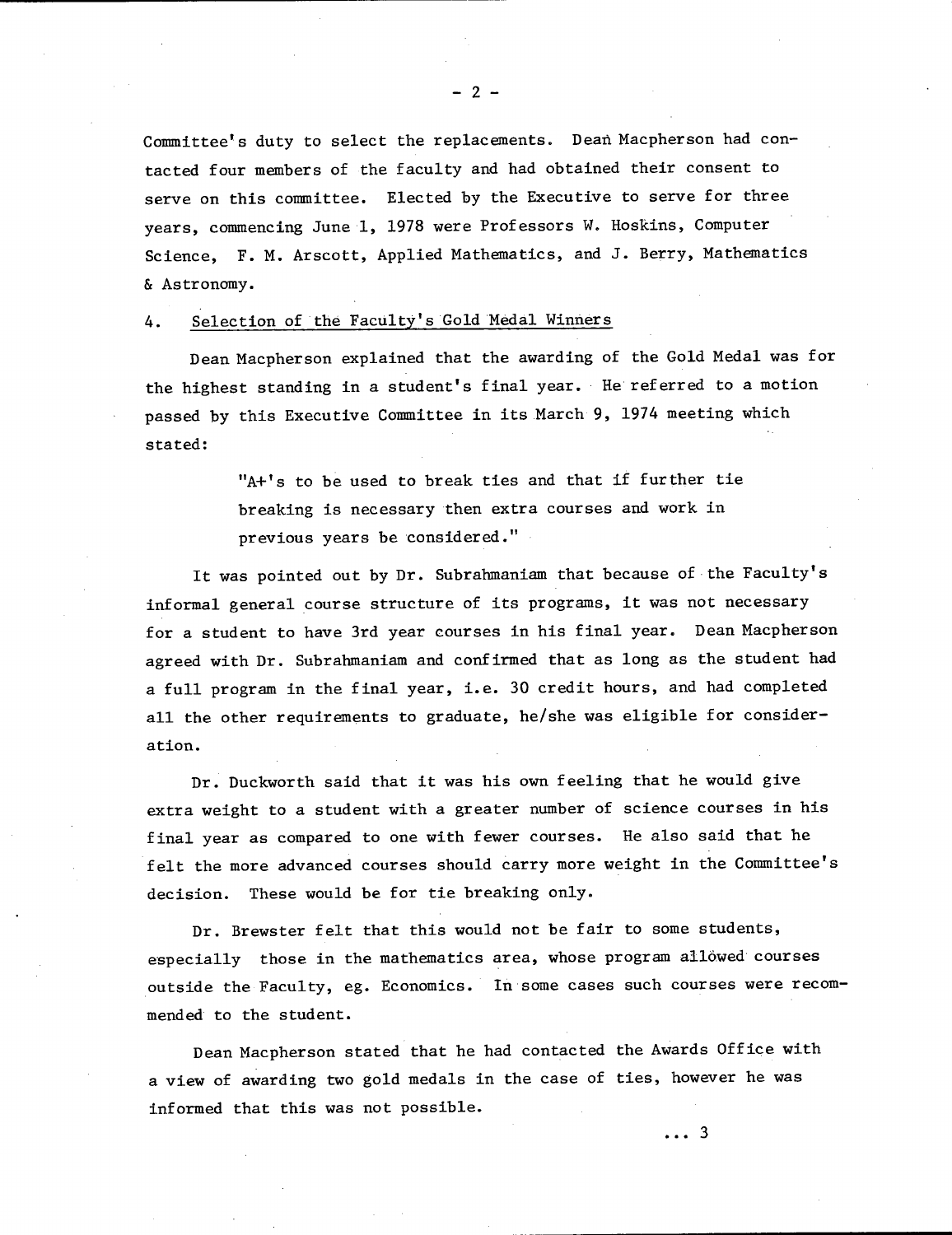Committee's duty to select the replacements. Dean Macpherson had contacted four members of the faculty and had obtained their consent to serve on this committee. Elected by the Executive to serve for three years, commencing June 1, 1978 were Professors W. Hoskins, Computer Science, F. M. Arscott, Applied Mathematics, and J. Berry, Mathematics & Astronomy.

4. <u>Selection of the Faculty's Gold Medal Winners</u>

Dean Macpherson explained that the awarding of the Gold Medal was for the highest standing in a student's final year. He referred to a motion passed by this Executive Committee in its March 9, 1974 meeting which stated:

> "A+'s to be used to break ties and that if further tie breaking is necessary then extra courses and work in previous years be considered."

It was pointed out by Dr. Subrahmaniam that because of the Faculty's informal general course structure of its programs, it was not necessary for a student to have 3rd year courses in his final year. Dean Macpherson agreed with Dr. Subrahmaniam and confirmed that as long as the student had a full program in the final year, i.e. 30 credit hours, and had completed all the other requirements to graduate, he/she was eligible for consideration.

Dr. Duckworth said that it was his own feeling that he would give extra weight to a student with a greater number of science courses in his final year as compared to one with fewer courses. He also said that he felt the more advanced courses should carry more weight in the Committee's decision. These would be for tie breaking only.

Dr. Brewster felt that this would not be fair to some students, especially those in the mathematics area, whose program allowed courses outside the Faculty, eg. Economics. In some cases such courses were recommended to the student.

Dean Macpherson stated that he had contacted the Awards Office with a view of awarding two gold medals in the case of ties, however he was informed that this was not possible.

... 3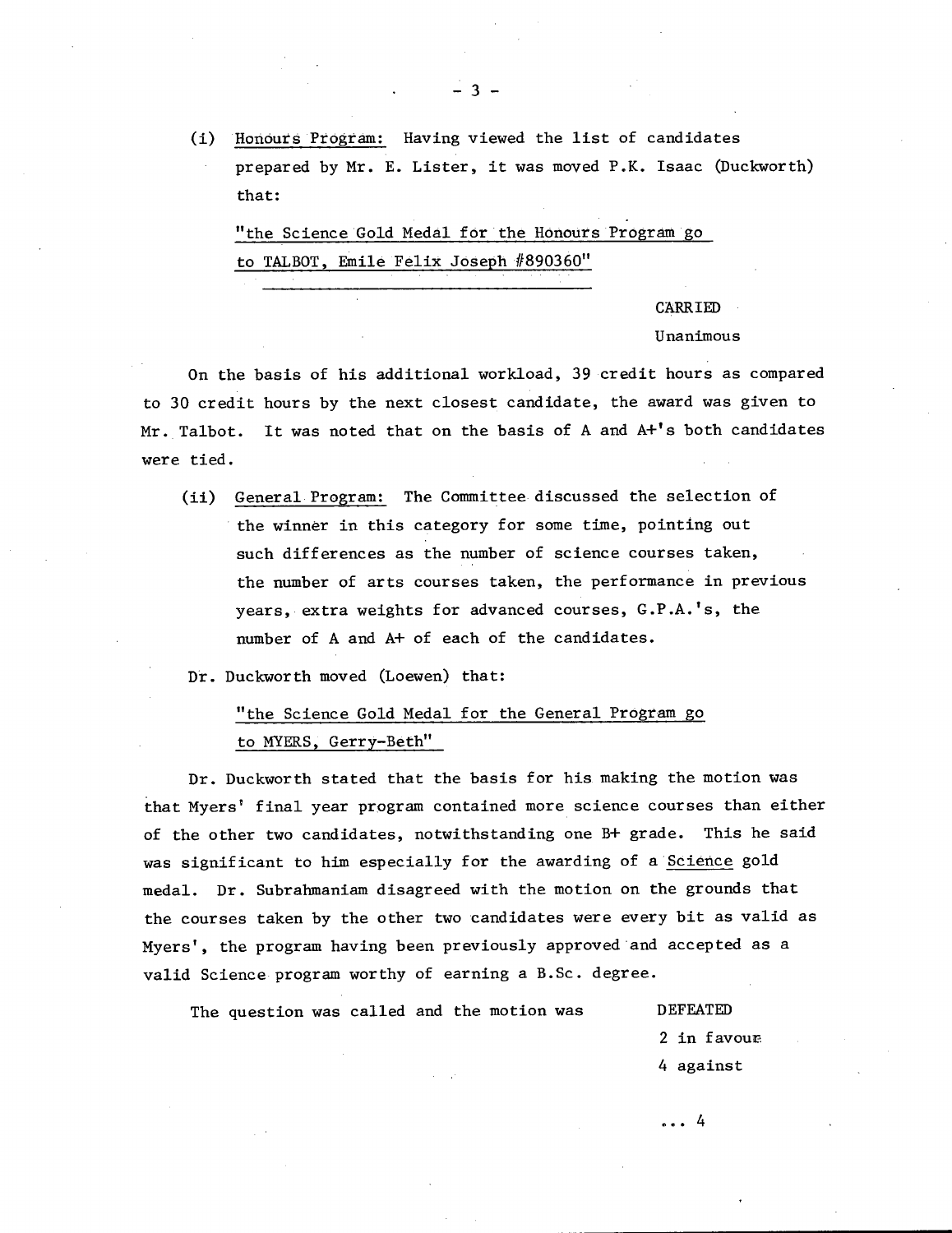(i) Honours Program: Having viewed the list of candidates prepared by Mr. E. Lister, it was moved P.K. Isaac (Duckworth) that:

"the Science Gold Medal for the Honours Program go to TALBOT, Emile Felix Joseph #890360"

CARRIED
Unanimous

On the basis of his additional workload, 39 credit hours as compared to 30 credit hours by the next closest candidate, the award was given to Mr. Talbot. It was noted that on the basis of A and A+'s both candidates were tied.

(ii) General Program: The Committee discussed the selection of the winner in this category for some time, pointing out such differences as the number of science courses taken, the number of arts courses taken, the performance in previous years, extra weights for advanced courses, G.P.A.'s, the number of A and A+ of each of the candidates.

Dr. Duckworth moved (Loewen) that:

"the Science Gold Medal for the General Program go to MYERS, Gerry-Beth"

Dr. Duckworth stated that the basis for his making the motion was that Myers' final year program contained more science courses than either of the other two candidates, notwithstanding one B+ grade. This he said was significant to him especially for the awarding of a Science gold medal. Dr. Subrahmaniam disagreed with the motion on the grounds that the courses taken by the other two candidates were every bit as valid as Myers', the program having been previously approved and accepted as a valid Science program worthy of earning a B.Sc. degree.

The question was called and the motion was DEFEATED
2 in favour
4 against

... 4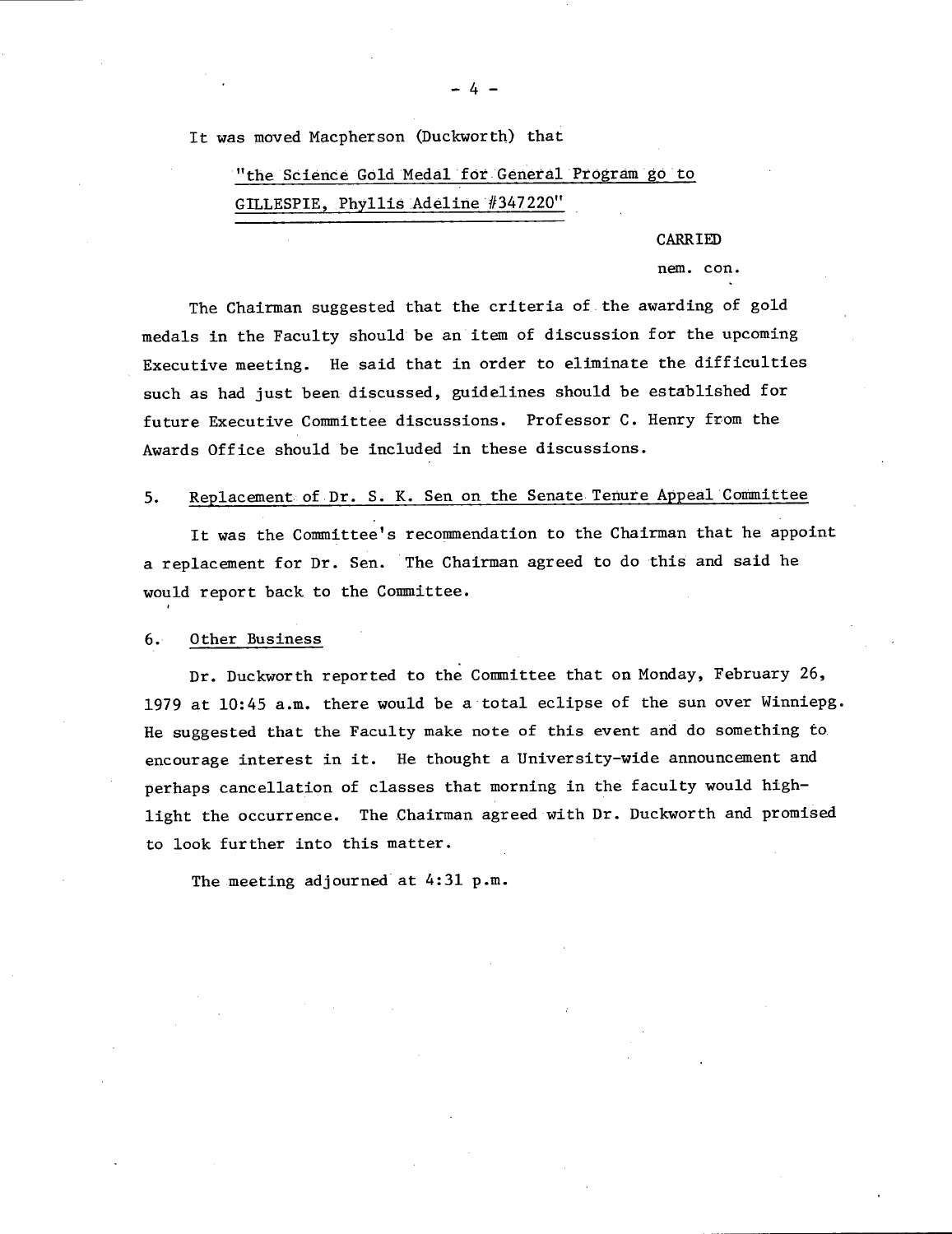It was moved Macpherson (Duckworth) that

"the Science Gold Medal for General Program go to GILLESPIE, Phyllis Adeline #347220"

CARRIED

nem. con.

The Chairman suggested that the criteria of the awarding of gold medals in the Faculty should be an item of discussion for the upcoming Executive meeting. He said that in order to eliminate the difficulties such as had just been discussed, guidelines should be established for future Executive Committee discussions. Professor C. Henry from the Awards Office should be included in these discussions.

5. Replacement of Dr. S. K. Sen on the Senate Tenure Appeal Committee

It was the Committee's recommendation to the Chairman that he appoint a replacement for Dr. Sen. The Chairman agreed to do this and said he would report back to the Committee.

6. Other Business

Dr. Duckworth reported to the Committee that on Monday, February 26, 1979 at 10:45 a.m. there would be a total eclipse of the sun over Winniepg. He suggested that the Faculty make note of this event and do something to encourage interest in it. He thought a University-wide announcement and perhaps cancellation of classes that morning in the faculty would highlight the occurrence. The Chairman agreed with Dr. Duckworth and promised to look further into this matter.

The meeting adjourned at 4:31 p.m.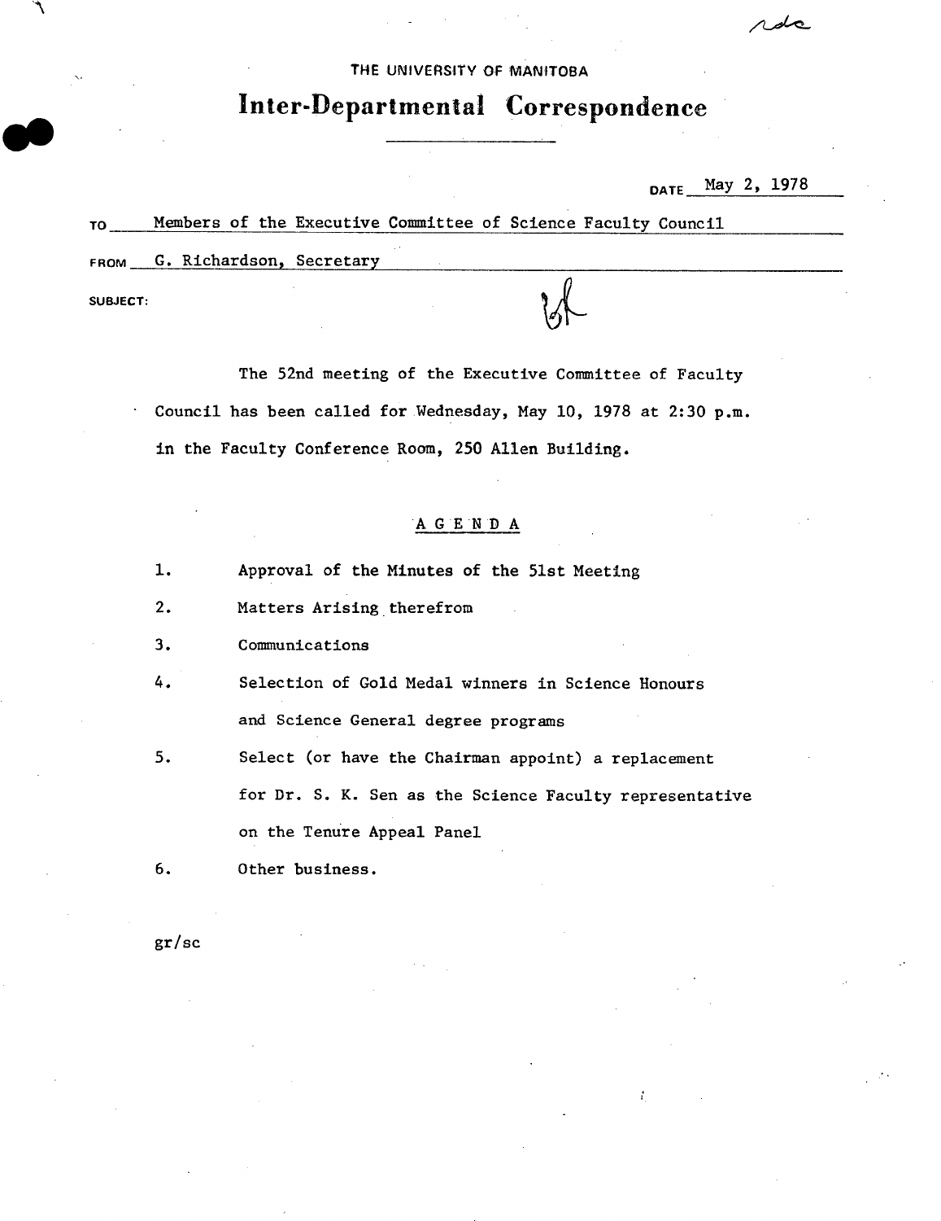THE UNIVERSITY OF MANITOBA

# Inter-Departmental Correspondence

DATE May 2, 1978

TO Members of the Executive Committee of Science Faculty Council

FROM G. Richardson, Secretary

SUBJECT:

The 52nd meeting of the Executive Committee of Faculty Council has been called for Wednesday, May 10, 1978 at 2:30 p.m. in the Faculty Conference Room, 250 Allen Building.

## AGENDA

1. Approval of the Minutes of the 51st Meeting
2. Matters Arising therefrom
3. Communications
4. Selection of Gold Medal winners in Science Honours and Science General degree programs
5. Select (or have the Chairman appoint) a replacement for Dr. S. K. Sen as the Science Faculty representative on the Tenure Appeal Panel
6. Other business.

gr/sc